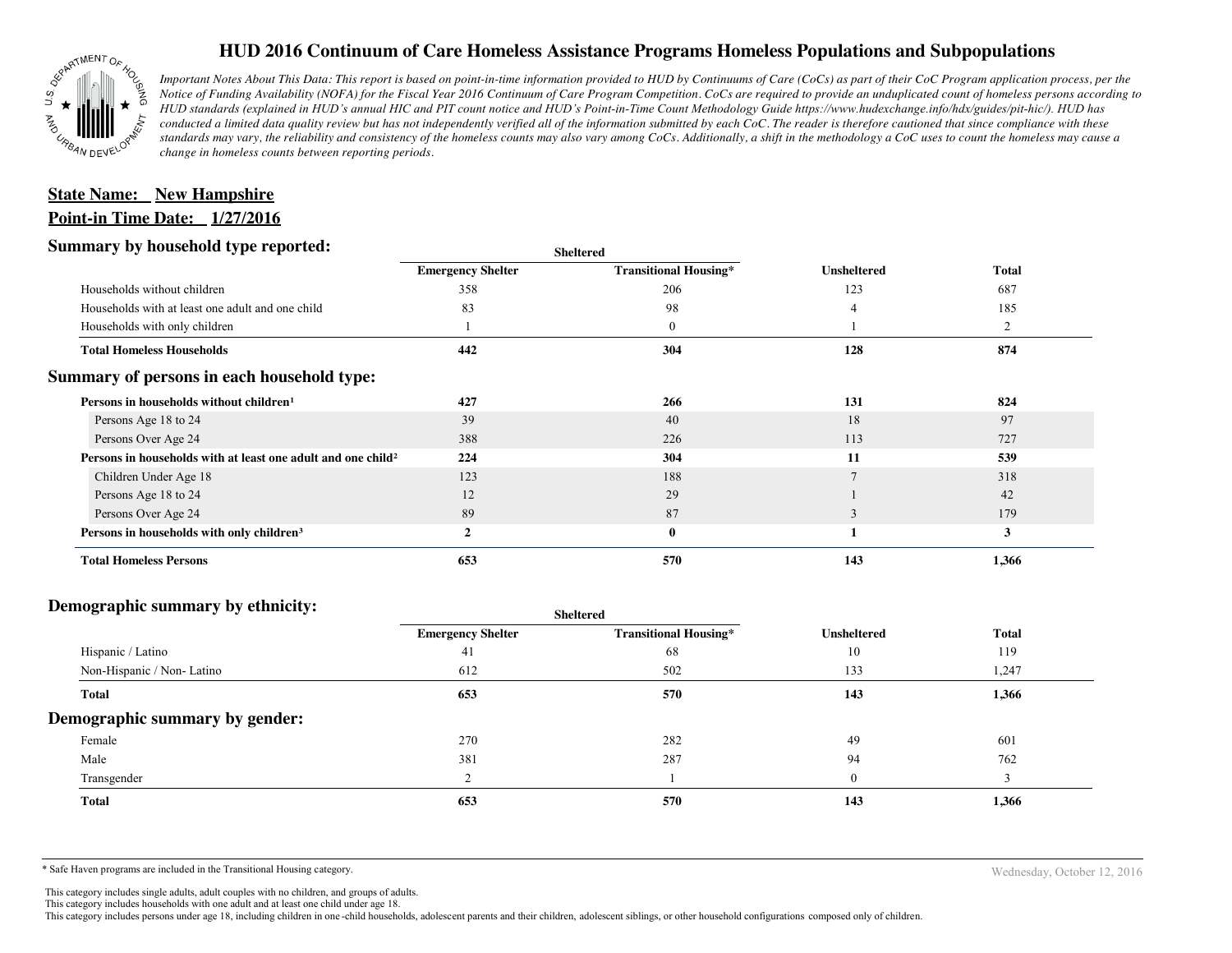# HUD 2016 Continuum of Care Homeless Assistance Programs Homeless Populations and Subpopulations

*Important Notes About This Data: This report is based on point-in-time information provided to HUD by Continuums of Care (CoCs) as part of their CoC Program application process, per the Notice of Funding Availability (NOFA) for the Fiscal Year 2016 Continuum of Care Program Competition. CoCs are required to provide an unduplicated count of homeless persons according to HUD standards (explained in HUD's annual HIC and PIT count notice and HUD's Point-in-Time Count Methodology Guide https://www.hudexchange.info/hdx/guides/pit-hic/). HUD has conducted a limited data quality review but has not independently verified all of the information submitted by each CoC. The reader is therefore cautioned that since compliance with these standards may vary, the reliability and consistency of the homeless counts may also vary among CoCs. Additionally, a shift in the methodology a CoC uses to count the homeless may cause a change in homeless counts between reporting periods.*

**State Name: New Hampshire**

**Point-in Time Date: 1/27/2016**

## Summary by household type reported:

| | Sheltered | | | |
|---|---|---|---|---|
| | **Emergency Shelter** | **Transitional Housing*** | **Unsheltered** | **Total** |
| Households without children | 358 | 206 | 123 | 687 |
| Households with at least one adult and one child | 83 | 98 | 4 | 185 |
| Households with only children | 1 | 0 | 1 | 2 |
| **Total Homeless Households** | **442** | **304** | **128** | **874** |

## Summary of persons in each household type:

| | Emergency Shelter | Transitional Housing* | Unsheltered | Total |
|---|---|---|---|---|
| **Persons in households without children[1]** | **427** | **266** | **131** | **824** |
| Persons Age 18 to 24 | 39 | 40 | 18 | 97 |
| Persons Over Age 24 | 388 | 226 | 113 | 727 |
| **Persons in households with at least one adult and one child[2]** | **224** | **304** | **11** | **539** |
| Children Under Age 18 | 123 | 188 | 7 | 318 |
| Persons Age 18 to 24 | 12 | 29 | 1 | 42 |
| Persons Over Age 24 | 89 | 87 | 3 | 179 |
| **Persons in households with only children[3]** | **2** | **0** | **1** | **3** |
| **Total Homeless Persons** | **653** | **570** | **143** | **1,366** |

## Demographic summary by ethnicity:

| | Sheltered | | | |
|---|---|---|---|---|
| | **Emergency Shelter** | **Transitional Housing*** | **Unsheltered** | **Total** |
| Hispanic / Latino | 41 | 68 | 10 | 119 |
| Non-Hispanic / Non- Latino | 612 | 502 | 133 | 1,247 |
| **Total** | **653** | **570** | **143** | **1,366** |

## Demographic summary by gender:

| | Emergency Shelter | Transitional Housing* | Unsheltered | Total |
|---|---|---|---|---|
| Female | 270 | 282 | 49 | 601 |
| Male | 381 | 287 | 94 | 762 |
| Transgender | 2 | 1 | 0 | 3 |
| **Total** | **653** | **570** | **143** | **1,366** |

* Safe Haven programs are included in the Transitional Housing category.

Wednesday, October 12, 2016

[1] This category includes single adults, adult couples with no children, and groups of adults.
[2] This category includes households with one adult and at least one child under age 18.
[3] This category includes persons under age 18, including children in one -child households, adolescent parents and their children, adolescent siblings, or other household configurations composed only of children.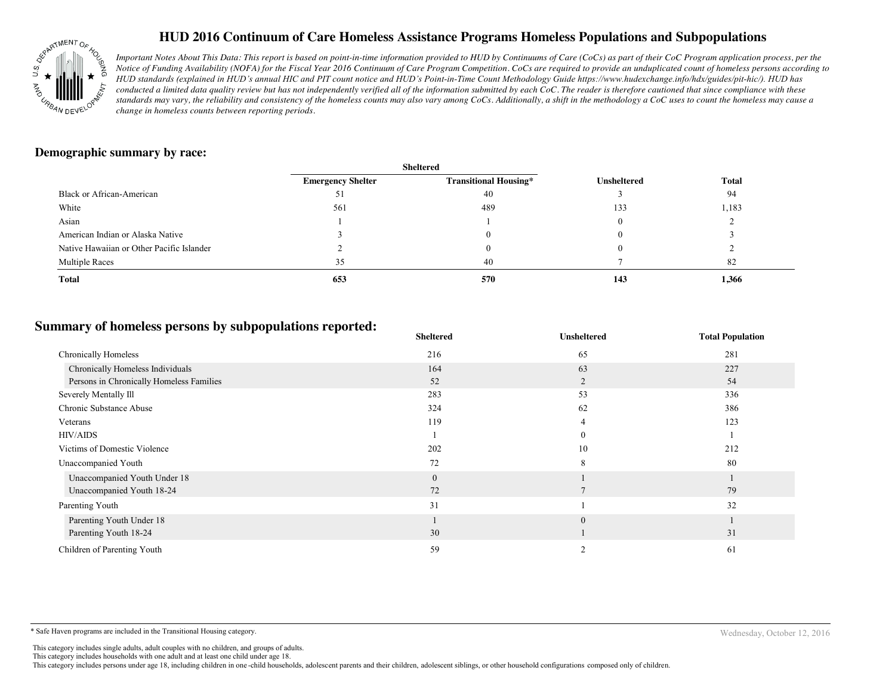# HUD 2016 Continuum of Care Homeless Assistance Programs Homeless Populations and Subpopulations

*Important Notes About This Data: This report is based on point-in-time information provided to HUD by Continuums of Care (CoCs) as part of their CoC Program application process, per the Notice of Funding Availability (NOFA) for the Fiscal Year 2016 Continuum of Care Program Competition. CoCs are required to provide an unduplicated count of homeless persons according to HUD standards (explained in HUD's annual HIC and PIT count notice and HUD's Point-in-Time Count Methodology Guide https://www.hudexchange.info/hdx/guides/pit-hic/). HUD has conducted a limited data quality review but has not independently verified all of the information submitted by each CoC. The reader is therefore cautioned that since compliance with these standards may vary, the reliability and consistency of the homeless counts may also vary among CoCs. Additionally, a shift in the methodology a CoC uses to count the homeless may cause a change in homeless counts between reporting periods.*

## Demographic summary by race:

| | Sheltered | | | |
|---|---|---|---|---|
| | **Emergency Shelter** | **Transitional Housing*** | **Unsheltered** | **Total** |
| Black or African-American | 51 | 40 | 3 | 94 |
| White | 561 | 489 | 133 | 1,183 |
| Asian | 1 | 1 | 0 | 2 |
| American Indian or Alaska Native | 3 | 0 | 0 | 3 |
| Native Hawaiian or Other Pacific Islander | 2 | 0 | 0 | 2 |
| Multiple Races | 35 | 40 | 7 | 82 |
| **Total** | **653** | **570** | **143** | **1,366** |

## Summary of homeless persons by subpopulations reported:

| | **Sheltered** | **Unsheltered** | **Total Population** |
|---|---|---|---|
| Chronically Homeless | 216 | 65 | 281 |
| Chronically Homeless Individuals | 164 | 63 | 227 |
| Persons in Chronically Homeless Families | 52 | 2 | 54 |
| Severely Mentally Ill | 283 | 53 | 336 |
| Chronic Substance Abuse | 324 | 62 | 386 |
| Veterans | 119 | 4 | 123 |
| HIV/AIDS | 1 | 0 | 1 |
| Victims of Domestic Violence | 202 | 10 | 212 |
| Unaccompanied Youth | 72 | 8 | 80 |
| Unaccompanied Youth Under 18 | 0 | 1 | 1 |
| Unaccompanied Youth 18-24 | 72 | 7 | 79 |
| Parenting Youth | 31 | 1 | 32 |
| Parenting Youth Under 18 | 1 | 0 | 1 |
| Parenting Youth 18-24 | 30 | 1 | 31 |
| Children of Parenting Youth | 59 | 2 | 61 |

* Safe Haven programs are included in the Transitional Housing category.

This category includes single adults, adult couples with no children, and groups of adults.
This category includes households with one adult and at least one child under age 18.
This category includes persons under age 18, including children in one -child households, adolescent parents and their children, adolescent siblings, or other household configurations composed only of children.